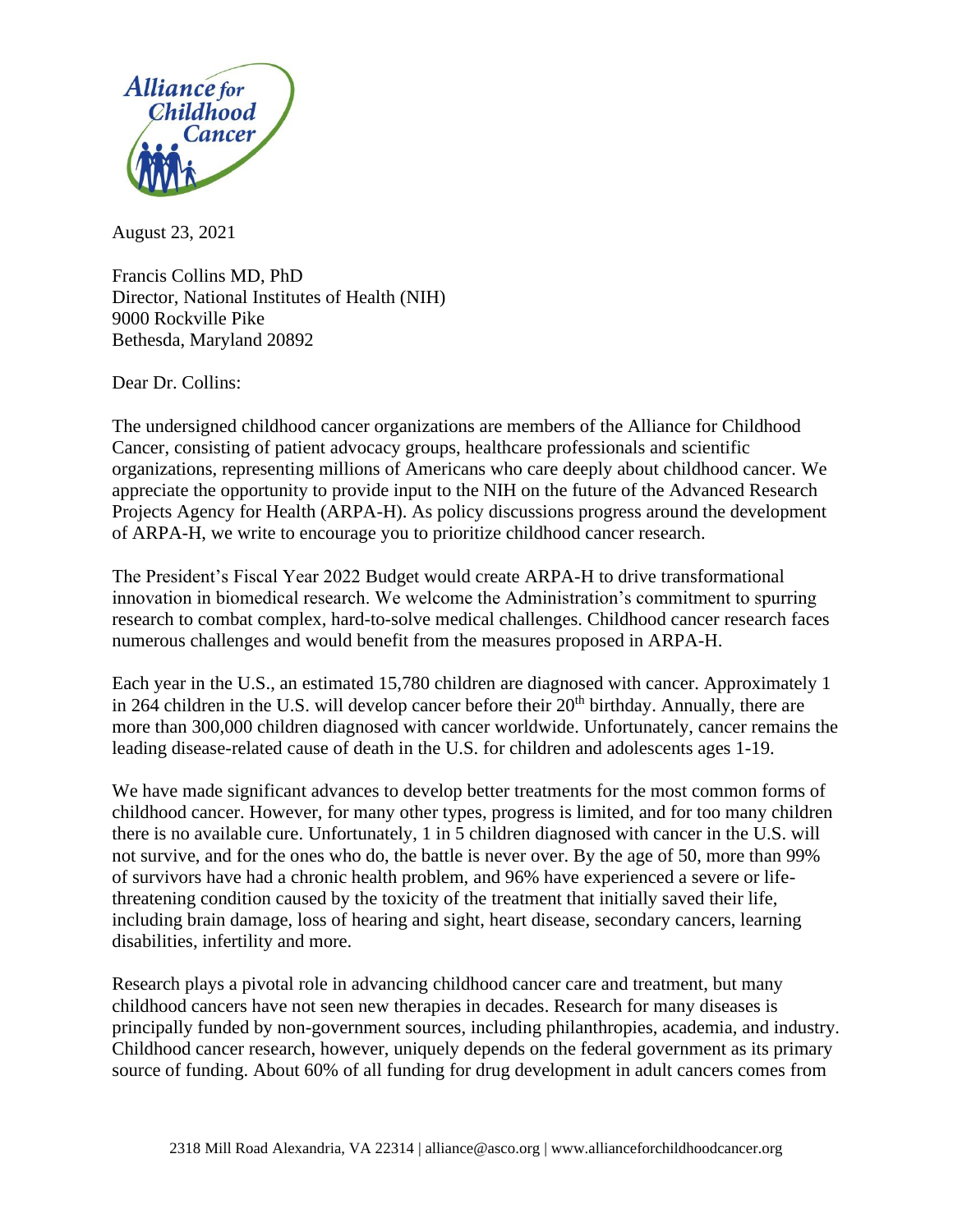Alliance for Childhood Cancer

August 23, 2021

Francis Collins MD, PhD
Director, National Institutes of Health (NIH)
9000 Rockville Pike
Bethesda, Maryland 20892

Dear Dr. Collins:

The undersigned childhood cancer organizations are members of the Alliance for Childhood Cancer, consisting of patient advocacy groups, healthcare professionals and scientific organizations, representing millions of Americans who care deeply about childhood cancer. We appreciate the opportunity to provide input to the NIH on the future of the Advanced Research Projects Agency for Health (ARPA-H). As policy discussions progress around the development of ARPA-H, we write to encourage you to prioritize childhood cancer research.

The President's Fiscal Year 2022 Budget would create ARPA-H to drive transformational innovation in biomedical research. We welcome the Administration's commitment to spurring research to combat complex, hard-to-solve medical challenges. Childhood cancer research faces numerous challenges and would benefit from the measures proposed in ARPA-H.

Each year in the U.S., an estimated 15,780 children are diagnosed with cancer. Approximately 1 in 264 children in the U.S. will develop cancer before their 20th birthday. Annually, there are more than 300,000 children diagnosed with cancer worldwide. Unfortunately, cancer remains the leading disease-related cause of death in the U.S. for children and adolescents ages 1-19.

We have made significant advances to develop better treatments for the most common forms of childhood cancer. However, for many other types, progress is limited, and for too many children there is no available cure. Unfortunately, 1 in 5 children diagnosed with cancer in the U.S. will not survive, and for the ones who do, the battle is never over. By the age of 50, more than 99% of survivors have had a chronic health problem, and 96% have experienced a severe or life-threatening condition caused by the toxicity of the treatment that initially saved their life, including brain damage, loss of hearing and sight, heart disease, secondary cancers, learning disabilities, infertility and more.

Research plays a pivotal role in advancing childhood cancer care and treatment, but many childhood cancers have not seen new therapies in decades. Research for many diseases is principally funded by non-government sources, including philanthropies, academia, and industry. Childhood cancer research, however, uniquely depends on the federal government as its primary source of funding. About 60% of all funding for drug development in adult cancers comes from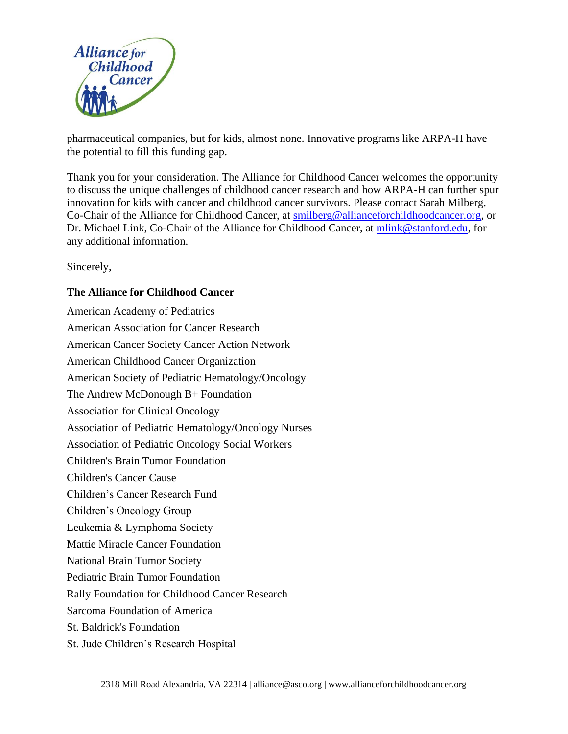pharmaceutical companies, but for kids, almost none. Innovative programs like ARPA-H have the potential to fill this funding gap.

Thank you for your consideration. The Alliance for Childhood Cancer welcomes the opportunity to discuss the unique challenges of childhood cancer research and how ARPA-H can further spur innovation for kids with cancer and childhood cancer survivors. Please contact Sarah Milberg, Co-Chair of the Alliance for Childhood Cancer, at smilberg@allianceforchildhoodcancer.org, or Dr. Michael Link, Co-Chair of the Alliance for Childhood Cancer, at mlink@stanford.edu, for any additional information.

Sincerely,

**The Alliance for Childhood Cancer**

American Academy of Pediatrics
American Association for Cancer Research
American Cancer Society Cancer Action Network
American Childhood Cancer Organization
American Society of Pediatric Hematology/Oncology
The Andrew McDonough B+ Foundation
Association for Clinical Oncology
Association of Pediatric Hematology/Oncology Nurses
Association of Pediatric Oncology Social Workers
Children's Brain Tumor Foundation
Children's Cancer Cause
Children's Cancer Research Fund
Children's Oncology Group
Leukemia & Lymphoma Society
Mattie Miracle Cancer Foundation
National Brain Tumor Society
Pediatric Brain Tumor Foundation
Rally Foundation for Childhood Cancer Research
Sarcoma Foundation of America
St. Baldrick's Foundation
St. Jude Children's Research Hospital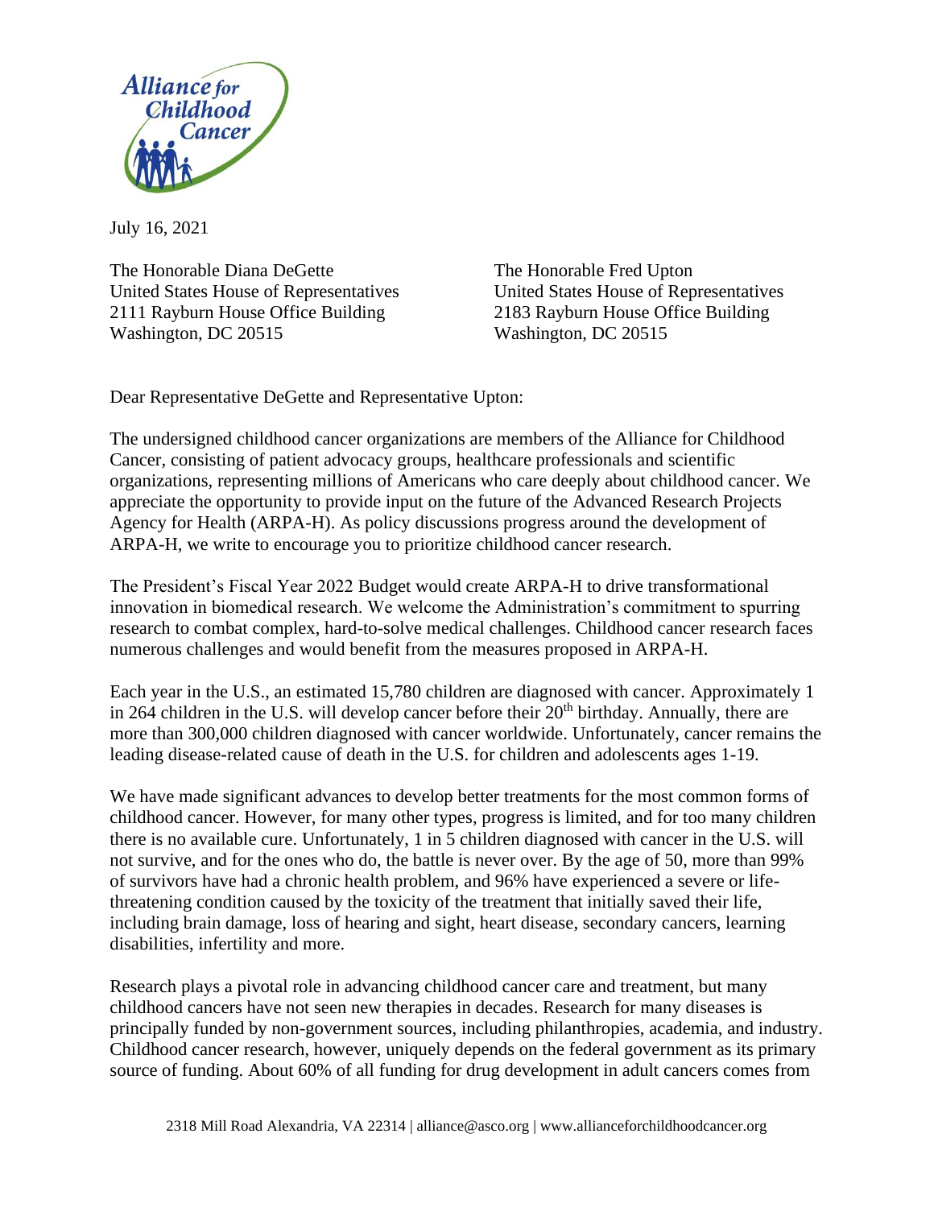July 16, 2021

The Honorable Diana DeGette
United States House of Representatives
2111 Rayburn House Office Building
Washington, DC 20515

The Honorable Fred Upton
United States House of Representatives
2183 Rayburn House Office Building
Washington, DC 20515

Dear Representative DeGette and Representative Upton:

The undersigned childhood cancer organizations are members of the Alliance for Childhood Cancer, consisting of patient advocacy groups, healthcare professionals and scientific organizations, representing millions of Americans who care deeply about childhood cancer. We appreciate the opportunity to provide input on the future of the Advanced Research Projects Agency for Health (ARPA-H). As policy discussions progress around the development of ARPA-H, we write to encourage you to prioritize childhood cancer research.

The President's Fiscal Year 2022 Budget would create ARPA-H to drive transformational innovation in biomedical research. We welcome the Administration's commitment to spurring research to combat complex, hard-to-solve medical challenges. Childhood cancer research faces numerous challenges and would benefit from the measures proposed in ARPA-H.

Each year in the U.S., an estimated 15,780 children are diagnosed with cancer. Approximately 1 in 264 children in the U.S. will develop cancer before their 20th birthday. Annually, there are more than 300,000 children diagnosed with cancer worldwide. Unfortunately, cancer remains the leading disease-related cause of death in the U.S. for children and adolescents ages 1-19.

We have made significant advances to develop better treatments for the most common forms of childhood cancer. However, for many other types, progress is limited, and for too many children there is no available cure. Unfortunately, 1 in 5 children diagnosed with cancer in the U.S. will not survive, and for the ones who do, the battle is never over. By the age of 50, more than 99% of survivors have had a chronic health problem, and 96% have experienced a severe or life-threatening condition caused by the toxicity of the treatment that initially saved their life, including brain damage, loss of hearing and sight, heart disease, secondary cancers, learning disabilities, infertility and more.

Research plays a pivotal role in advancing childhood cancer care and treatment, but many childhood cancers have not seen new therapies in decades. Research for many diseases is principally funded by non-government sources, including philanthropies, academia, and industry. Childhood cancer research, however, uniquely depends on the federal government as its primary source of funding. About 60% of all funding for drug development in adult cancers comes from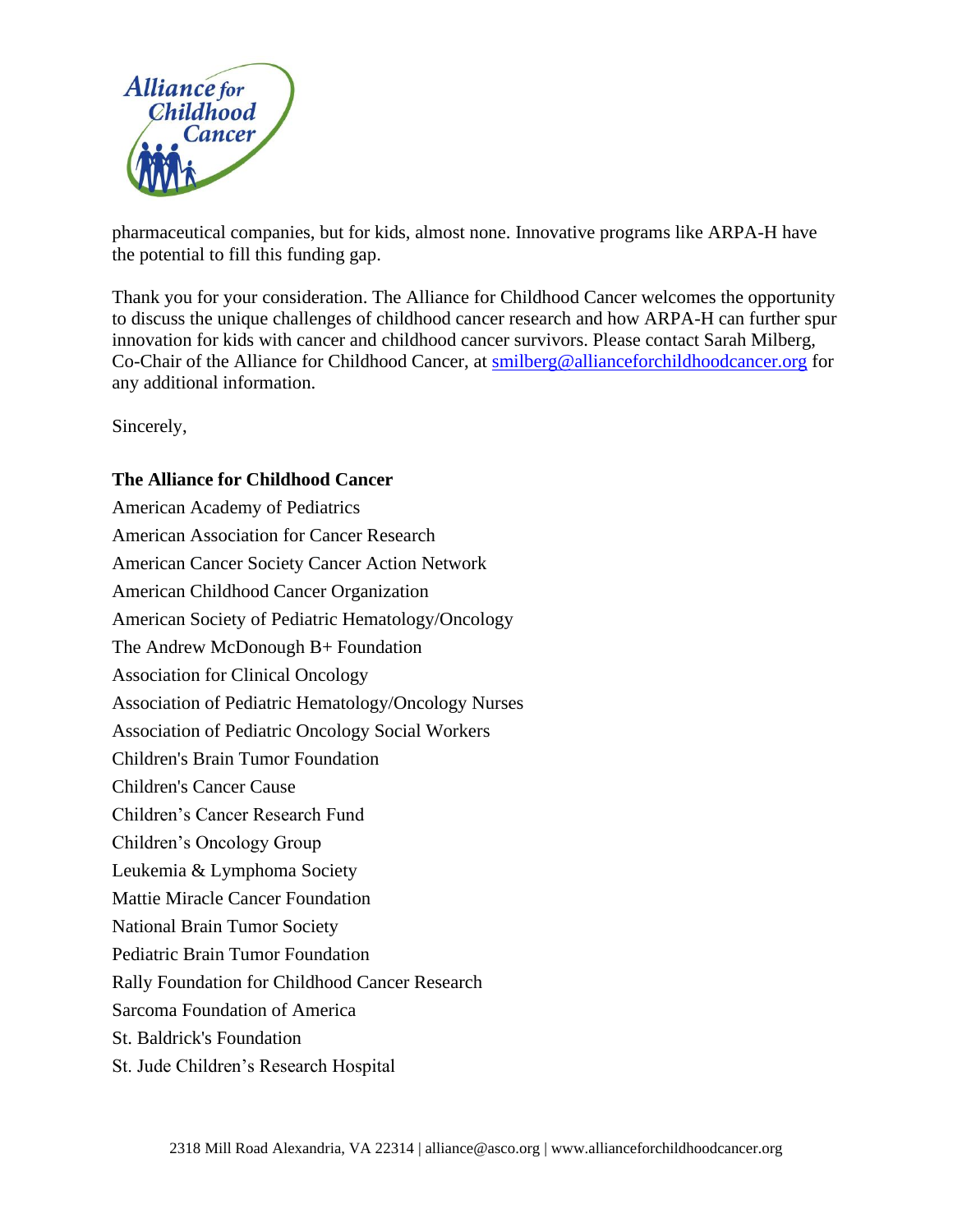pharmaceutical companies, but for kids, almost none. Innovative programs like ARPA-H have the potential to fill this funding gap.

Thank you for your consideration. The Alliance for Childhood Cancer welcomes the opportunity to discuss the unique challenges of childhood cancer research and how ARPA-H can further spur innovation for kids with cancer and childhood cancer survivors. Please contact Sarah Milberg, Co-Chair of the Alliance for Childhood Cancer, at smilberg@allianceforchildhoodcancer.org for any additional information.

Sincerely,

**The Alliance for Childhood Cancer**

American Academy of Pediatrics
American Association for Cancer Research
American Cancer Society Cancer Action Network
American Childhood Cancer Organization
American Society of Pediatric Hematology/Oncology
The Andrew McDonough B+ Foundation
Association for Clinical Oncology
Association of Pediatric Hematology/Oncology Nurses
Association of Pediatric Oncology Social Workers
Children's Brain Tumor Foundation
Children's Cancer Cause
Children's Cancer Research Fund
Children's Oncology Group
Leukemia & Lymphoma Society
Mattie Miracle Cancer Foundation
National Brain Tumor Society
Pediatric Brain Tumor Foundation
Rally Foundation for Childhood Cancer Research
Sarcoma Foundation of America
St. Baldrick's Foundation
St. Jude Children's Research Hospital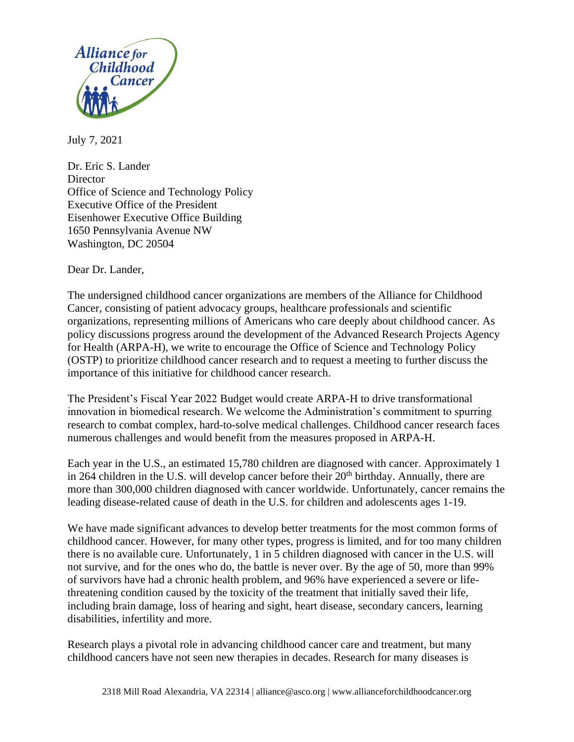July 7, 2021

Dr. Eric S. Lander
Director
Office of Science and Technology Policy
Executive Office of the President
Eisenhower Executive Office Building
1650 Pennsylvania Avenue NW
Washington, DC 20504

Dear Dr. Lander,

The undersigned childhood cancer organizations are members of the Alliance for Childhood Cancer, consisting of patient advocacy groups, healthcare professionals and scientific organizations, representing millions of Americans who care deeply about childhood cancer. As policy discussions progress around the development of the Advanced Research Projects Agency for Health (ARPA-H), we write to encourage the Office of Science and Technology Policy (OSTP) to prioritize childhood cancer research and to request a meeting to further discuss the importance of this initiative for childhood cancer research.

The President's Fiscal Year 2022 Budget would create ARPA-H to drive transformational innovation in biomedical research. We welcome the Administration's commitment to spurring research to combat complex, hard-to-solve medical challenges. Childhood cancer research faces numerous challenges and would benefit from the measures proposed in ARPA-H.

Each year in the U.S., an estimated 15,780 children are diagnosed with cancer. Approximately 1 in 264 children in the U.S. will develop cancer before their 20th birthday. Annually, there are more than 300,000 children diagnosed with cancer worldwide. Unfortunately, cancer remains the leading disease-related cause of death in the U.S. for children and adolescents ages 1-19.

We have made significant advances to develop better treatments for the most common forms of childhood cancer. However, for many other types, progress is limited, and for too many children there is no available cure. Unfortunately, 1 in 5 children diagnosed with cancer in the U.S. will not survive, and for the ones who do, the battle is never over. By the age of 50, more than 99% of survivors have had a chronic health problem, and 96% have experienced a severe or life-threatening condition caused by the toxicity of the treatment that initially saved their life, including brain damage, loss of hearing and sight, heart disease, secondary cancers, learning disabilities, infertility and more.

Research plays a pivotal role in advancing childhood cancer care and treatment, but many childhood cancers have not seen new therapies in decades. Research for many diseases is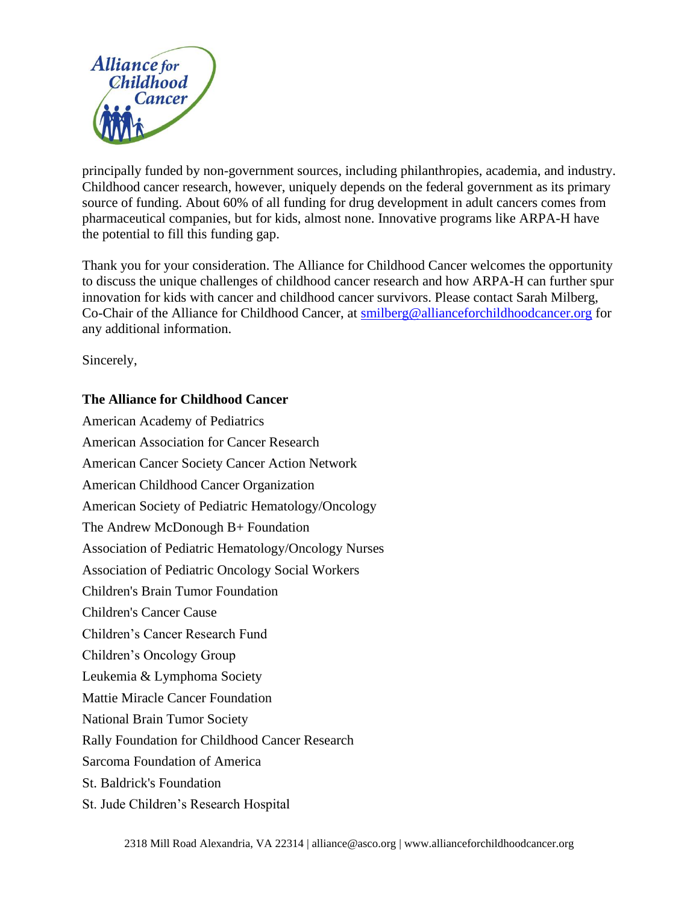principally funded by non-government sources, including philanthropies, academia, and industry. Childhood cancer research, however, uniquely depends on the federal government as its primary source of funding. About 60% of all funding for drug development in adult cancers comes from pharmaceutical companies, but for kids, almost none. Innovative programs like ARPA-H have the potential to fill this funding gap.

Thank you for your consideration. The Alliance for Childhood Cancer welcomes the opportunity to discuss the unique challenges of childhood cancer research and how ARPA-H can further spur innovation for kids with cancer and childhood cancer survivors. Please contact Sarah Milberg, Co-Chair of the Alliance for Childhood Cancer, at [smilberg@allianceforchildhoodcancer.org](mailto:smilberg@allianceforchildhoodcancer.org) for any additional information.

Sincerely,

**The Alliance for Childhood Cancer**

American Academy of Pediatrics

American Association for Cancer Research

American Cancer Society Cancer Action Network

American Childhood Cancer Organization

American Society of Pediatric Hematology/Oncology

The Andrew McDonough B+ Foundation

Association of Pediatric Hematology/Oncology Nurses

Association of Pediatric Oncology Social Workers

Children's Brain Tumor Foundation

Children's Cancer Cause

Children's Cancer Research Fund

Children's Oncology Group

Leukemia & Lymphoma Society

Mattie Miracle Cancer Foundation

National Brain Tumor Society

Rally Foundation for Childhood Cancer Research

Sarcoma Foundation of America

St. Baldrick's Foundation

St. Jude Children's Research Hospital